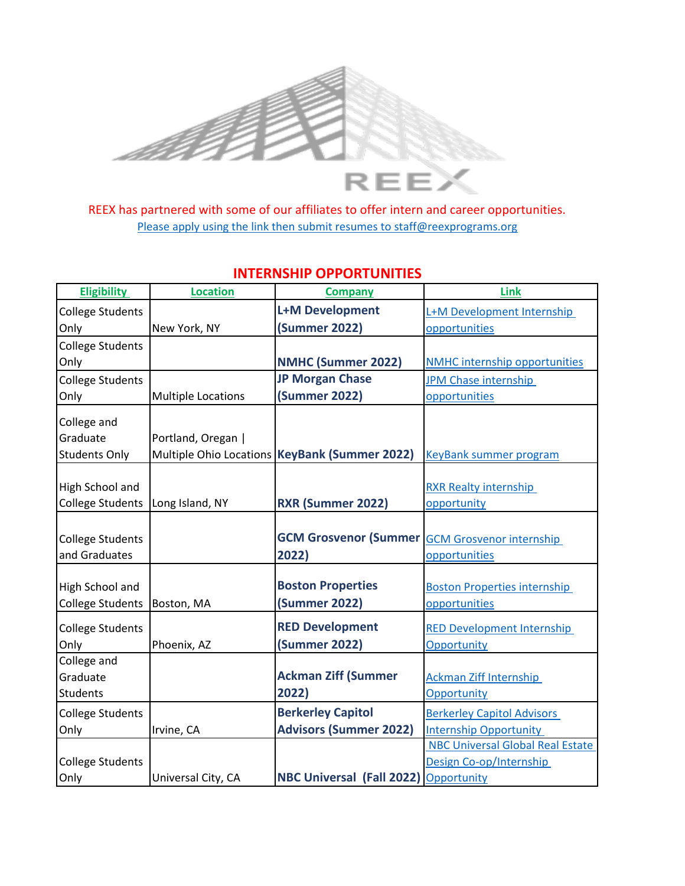REEX has partnered with some of our affiliates to offer intern and career opportunities.

Please apply using the link then submit resumes to staff@reexprograms.org

## INTERNSHIP OPPORTUNITIES

| Eligibility | Location | Company | Link |
|---|---|---|---|
| College Students Only | New York, NY | **L+M Development (Summer 2022)** | L+M Development Internship opportunities |
| College Students Only | | **NMHC (Summer 2022)** | NMHC internship opportunities |
| College Students Only | Multiple Locations | **JP Morgan Chase (Summer 2022)** | JPM Chase internship opportunities |
| College and Graduate Students Only | Portland, Oregan \| Multiple Ohio Locations | **KeyBank (Summer 2022)** | KeyBank summer program |
| High School and College Students | Long Island, NY | **RXR (Summer 2022)** | RXR Realty internship opportunity |
| College Students and Graduates | | **GCM Grosvenor (Summer 2022)** | GCM Grosvenor internship opportunities |
| High School and College Students | Boston, MA | **Boston Properties (Summer 2022)** | Boston Properties internship opportunities |
| College Students Only | Phoenix, AZ | **RED Development (Summer 2022)** | RED Development Internship Opportunity |
| College and Graduate Students | | **Ackman Ziff (Summer 2022)** | Ackman Ziff Internship Opportunity |
| College Students Only | Irvine, CA | **Berkerley Capitol Advisors (Summer 2022)** | Berkerley Capitol Advisors Internship Opportunity |
| College Students Only | Universal City, CA | **NBC Universal (Fall 2022)** | NBC Universal Global Real Estate Design Co-op/Internship Opportunity |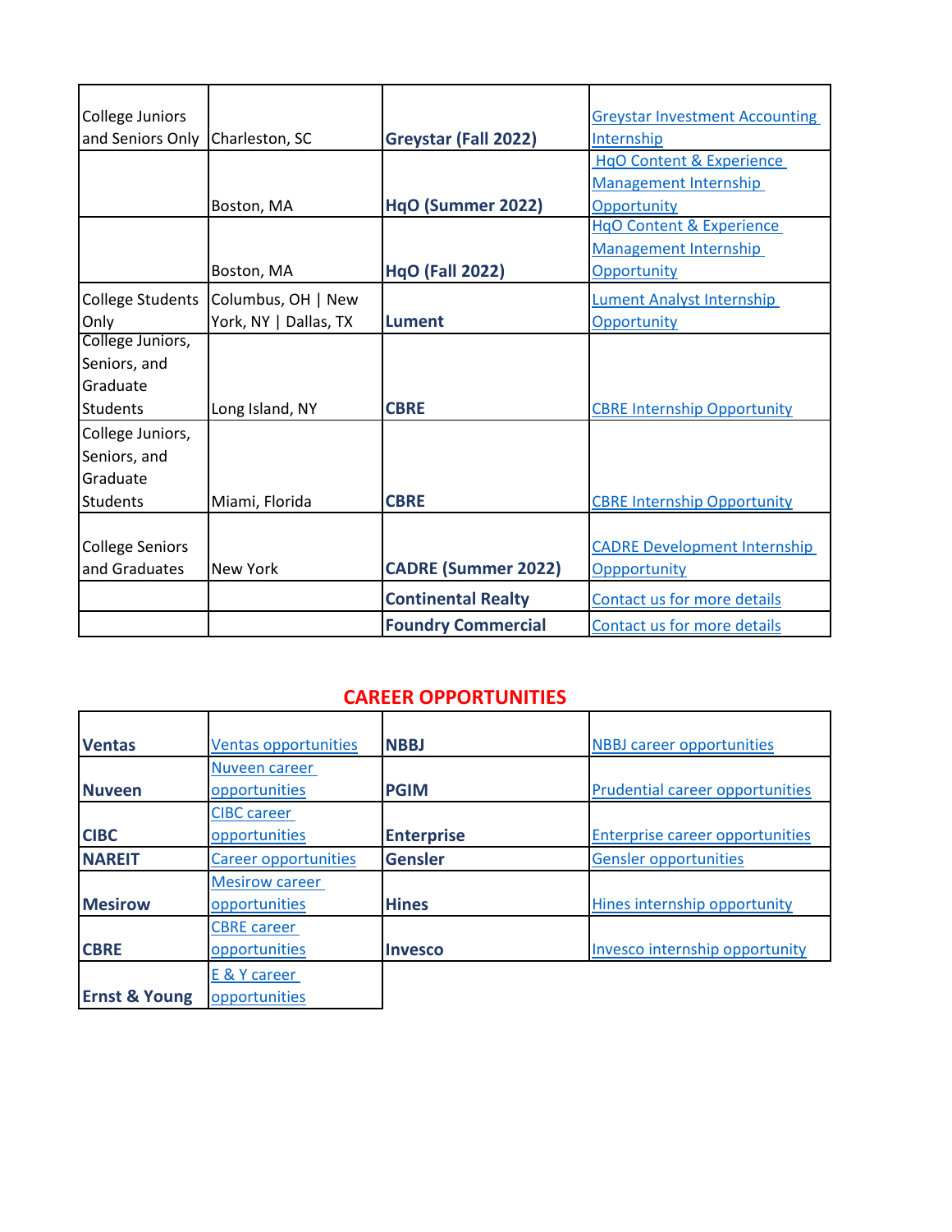| | | | |
|---|---|---|---|
| College Juniors and Seniors Only | Charleston, SC | **Greystar (Fall 2022)** | Greystar Investment Accounting Internship |
| | Boston, MA | **HqO (Summer 2022)** | HqO Content & Experience Management Internship Opportunity |
| | Boston, MA | **HqO (Fall 2022)** | HqO Content & Experience Management Internship Opportunity |
| College Students Only | Columbus, OH \| New York, NY \| Dallas, TX | **Lument** | Lument Analyst Internship Opportunity |
| College Juniors, Seniors, and Graduate Students | Long Island, NY | **CBRE** | CBRE Internship Opportunity |
| College Juniors, Seniors, and Graduate Students | Miami, Florida | **CBRE** | CBRE Internship Opportunity |
| College Seniors and Graduates | New York | **CADRE (Summer 2022)** | CADRE Development Internship Oppportunity |
| | | **Continental Realty** | Contact us for more details |
| | | **Foundry Commercial** | Contact us for more details |

## CAREER OPPORTUNITIES

| | | | |
|---|---|---|---|
| **Ventas** | Ventas opportunities | **NBBJ** | NBBJ career opportunities |
| **Nuveen** | Nuveen career opportunities | **PGIM** | Prudential career opportunities |
| **CIBC** | CIBC career opportunities | **Enterprise** | Enterprise career opportunities |
| **NAREIT** | Career opportunities | **Gensler** | Gensler opportunities |
| **Mesirow** | Mesirow career opportunities | **Hines** | Hines internship opportunity |
| **CBRE** | CBRE career opportunities | **Invesco** | Invesco internship opportunity |
| **Ernst & Young** | E & Y career opportunities | | |